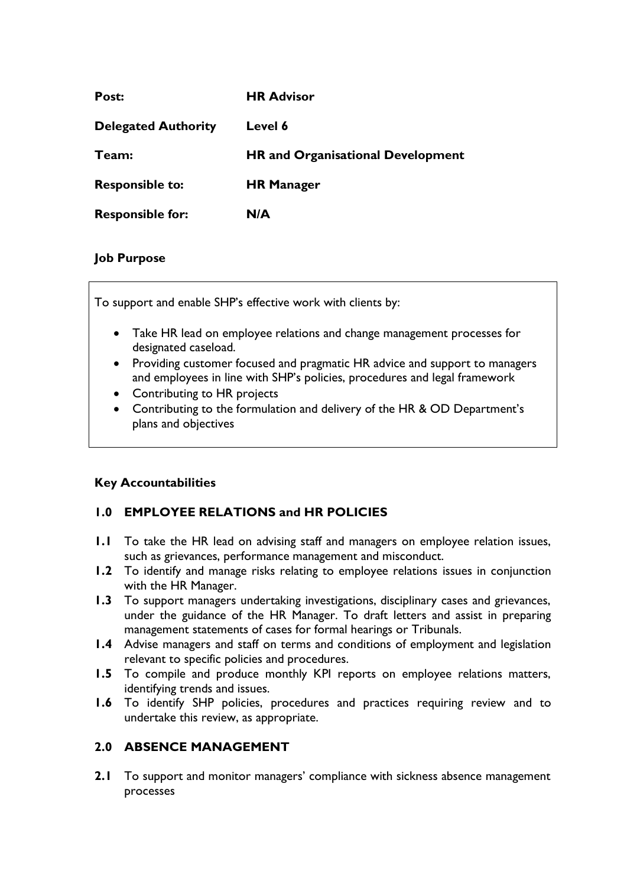| | |
|---|---|
| **Post:** | **HR Advisor** |
| **Delegated Authority** | **Level 6** |
| **Team:** | **HR and Organisational Development** |
| **Responsible to:** | **HR Manager** |
| **Responsible for:** | **N/A** |

**Job Purpose**

To support and enable SHP's effective work with clients by:

- Take HR lead on employee relations and change management processes for designated caseload.
- Providing customer focused and pragmatic HR advice and support to managers and employees in line with SHP's policies, procedures and legal framework
- Contributing to HR projects
- Contributing to the formulation and delivery of the HR & OD Department's plans and objectives

**Key Accountabilities**

## 1.0 EMPLOYEE RELATIONS and HR POLICIES

**1.1** To take the HR lead on advising staff and managers on employee relation issues, such as grievances, performance management and misconduct.

**1.2** To identify and manage risks relating to employee relations issues in conjunction with the HR Manager.

**1.3** To support managers undertaking investigations, disciplinary cases and grievances, under the guidance of the HR Manager. To draft letters and assist in preparing management statements of cases for formal hearings or Tribunals.

**1.4** Advise managers and staff on terms and conditions of employment and legislation relevant to specific policies and procedures.

**1.5** To compile and produce monthly KPI reports on employee relations matters, identifying trends and issues.

**1.6** To identify SHP policies, procedures and practices requiring review and to undertake this review, as appropriate.

## 2.0 ABSENCE MANAGEMENT

**2.1** To support and monitor managers' compliance with sickness absence management processes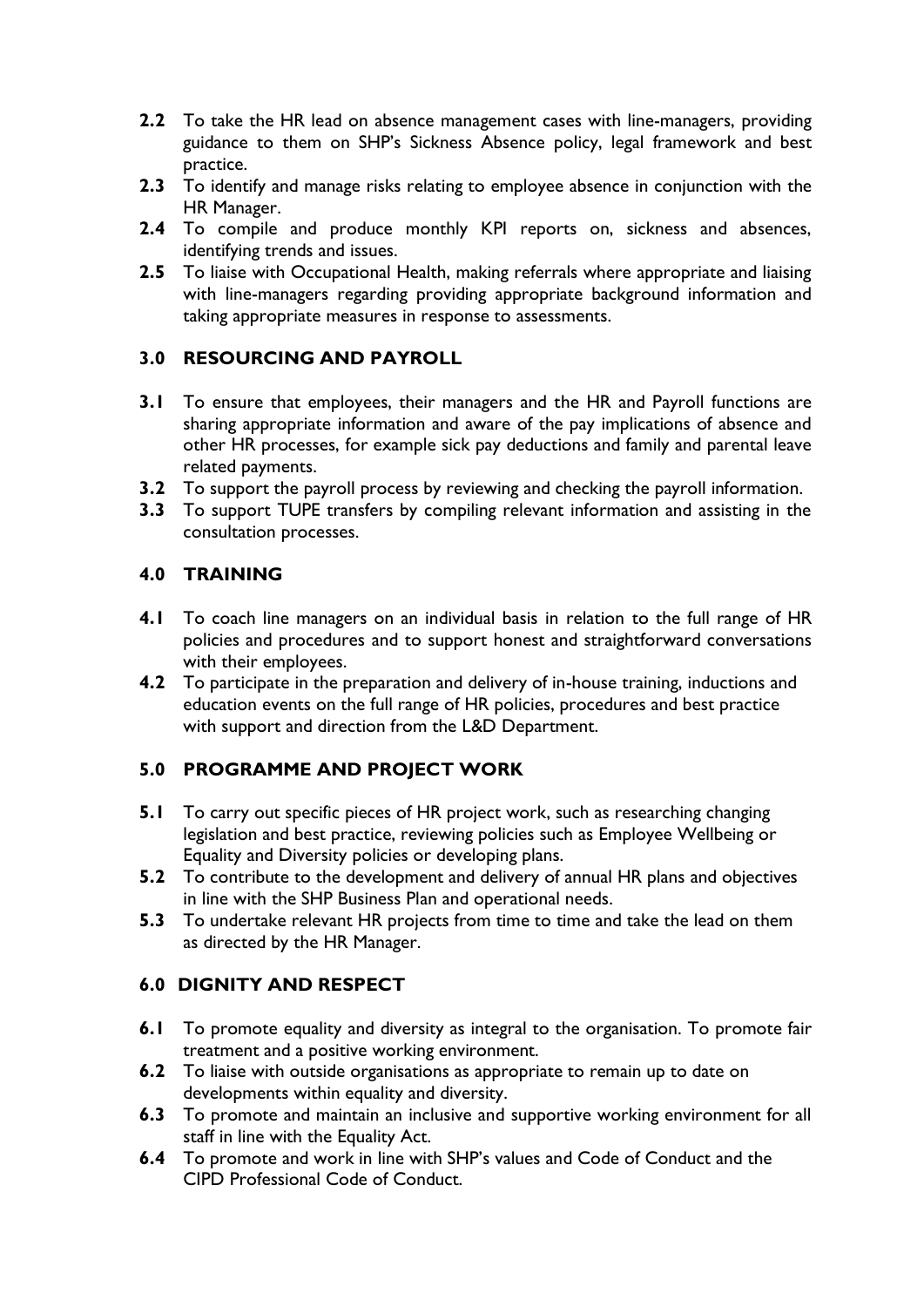**2.2** To take the HR lead on absence management cases with line-managers, providing guidance to them on SHP's Sickness Absence policy, legal framework and best practice.

**2.3** To identify and manage risks relating to employee absence in conjunction with the HR Manager.

**2.4** To compile and produce monthly KPI reports on, sickness and absences, identifying trends and issues.

**2.5** To liaise with Occupational Health, making referrals where appropriate and liaising with line-managers regarding providing appropriate background information and taking appropriate measures in response to assessments.

## 3.0 RESOURCING AND PAYROLL

**3.1** To ensure that employees, their managers and the HR and Payroll functions are sharing appropriate information and aware of the pay implications of absence and other HR processes, for example sick pay deductions and family and parental leave related payments.

**3.2** To support the payroll process by reviewing and checking the payroll information.

**3.3** To support TUPE transfers by compiling relevant information and assisting in the consultation processes.

## 4.0 TRAINING

**4.1** To coach line managers on an individual basis in relation to the full range of HR policies and procedures and to support honest and straightforward conversations with their employees.

**4.2** To participate in the preparation and delivery of in-house training, inductions and education events on the full range of HR policies, procedures and best practice with support and direction from the L&D Department.

## 5.0 PROGRAMME AND PROJECT WORK

**5.1** To carry out specific pieces of HR project work, such as researching changing legislation and best practice, reviewing policies such as Employee Wellbeing or Equality and Diversity policies or developing plans.

**5.2** To contribute to the development and delivery of annual HR plans and objectives in line with the SHP Business Plan and operational needs.

**5.3** To undertake relevant HR projects from time to time and take the lead on them as directed by the HR Manager.

## 6.0 DIGNITY AND RESPECT

**6.1** To promote equality and diversity as integral to the organisation. To promote fair treatment and a positive working environment.

**6.2** To liaise with outside organisations as appropriate to remain up to date on developments within equality and diversity.

**6.3** To promote and maintain an inclusive and supportive working environment for all staff in line with the Equality Act.

**6.4** To promote and work in line with SHP's values and Code of Conduct and the CIPD Professional Code of Conduct.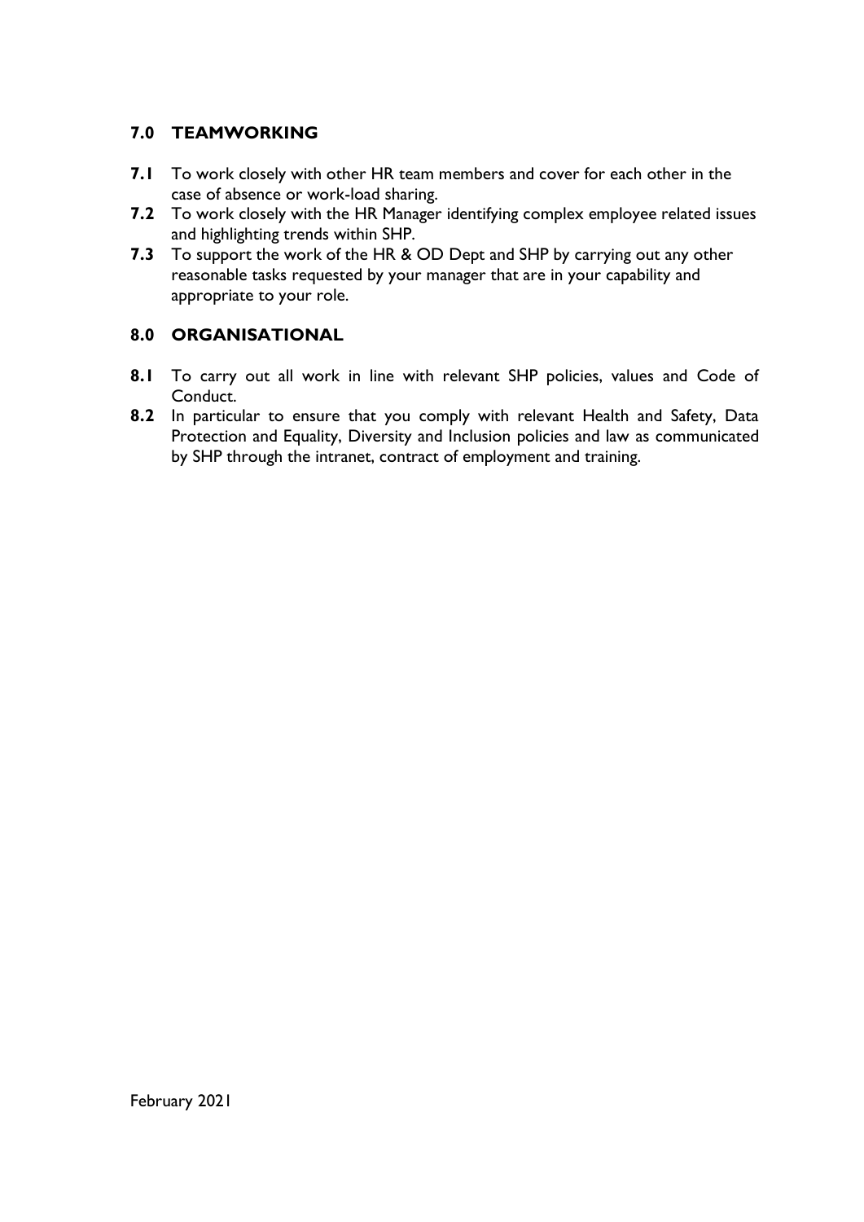## 7.0 TEAMWORKING

**7.1** To work closely with other HR team members and cover for each other in the case of absence or work-load sharing.

**7.2** To work closely with the HR Manager identifying complex employee related issues and highlighting trends within SHP.

**7.3** To support the work of the HR & OD Dept and SHP by carrying out any other reasonable tasks requested by your manager that are in your capability and appropriate to your role.

## 8.0 ORGANISATIONAL

**8.1** To carry out all work in line with relevant SHP policies, values and Code of Conduct.

**8.2** In particular to ensure that you comply with relevant Health and Safety, Data Protection and Equality, Diversity and Inclusion policies and law as communicated by SHP through the intranet, contract of employment and training.

February 2021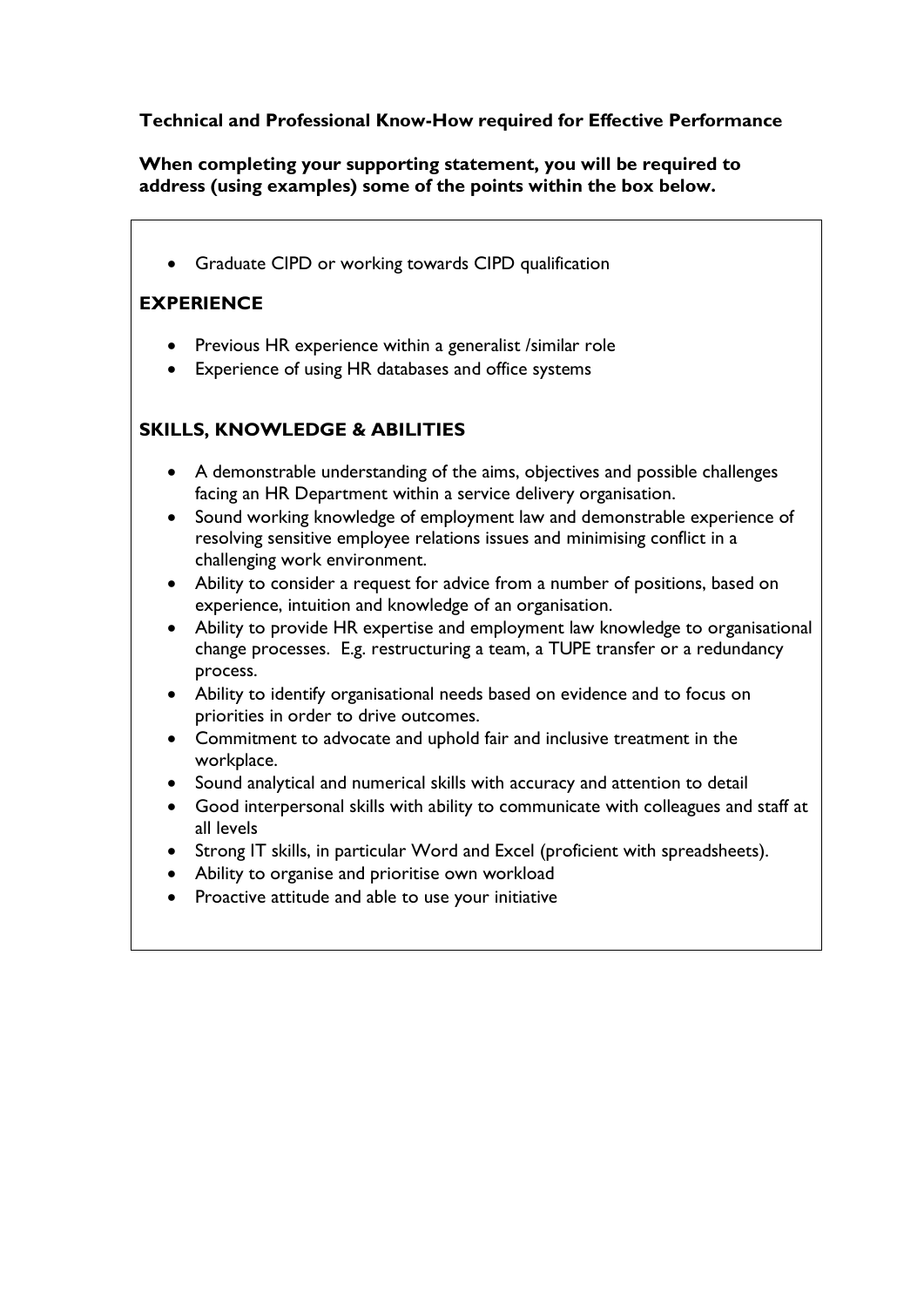**Technical and Professional Know-How required for Effective Performance**

**When completing your supporting statement, you will be required to address (using examples) some of the points within the box below.**

- Graduate CIPD or working towards CIPD qualification

## EXPERIENCE

- Previous HR experience within a generalist /similar role
- Experience of using HR databases and office systems

## SKILLS, KNOWLEDGE & ABILITIES

- A demonstrable understanding of the aims, objectives and possible challenges facing an HR Department within a service delivery organisation.
- Sound working knowledge of employment law and demonstrable experience of resolving sensitive employee relations issues and minimising conflict in a challenging work environment.
- Ability to consider a request for advice from a number of positions, based on experience, intuition and knowledge of an organisation.
- Ability to provide HR expertise and employment law knowledge to organisational change processes. E.g. restructuring a team, a TUPE transfer or a redundancy process.
- Ability to identify organisational needs based on evidence and to focus on priorities in order to drive outcomes.
- Commitment to advocate and uphold fair and inclusive treatment in the workplace.
- Sound analytical and numerical skills with accuracy and attention to detail
- Good interpersonal skills with ability to communicate with colleagues and staff at all levels
- Strong IT skills, in particular Word and Excel (proficient with spreadsheets).
- Ability to organise and prioritise own workload
- Proactive attitude and able to use your initiative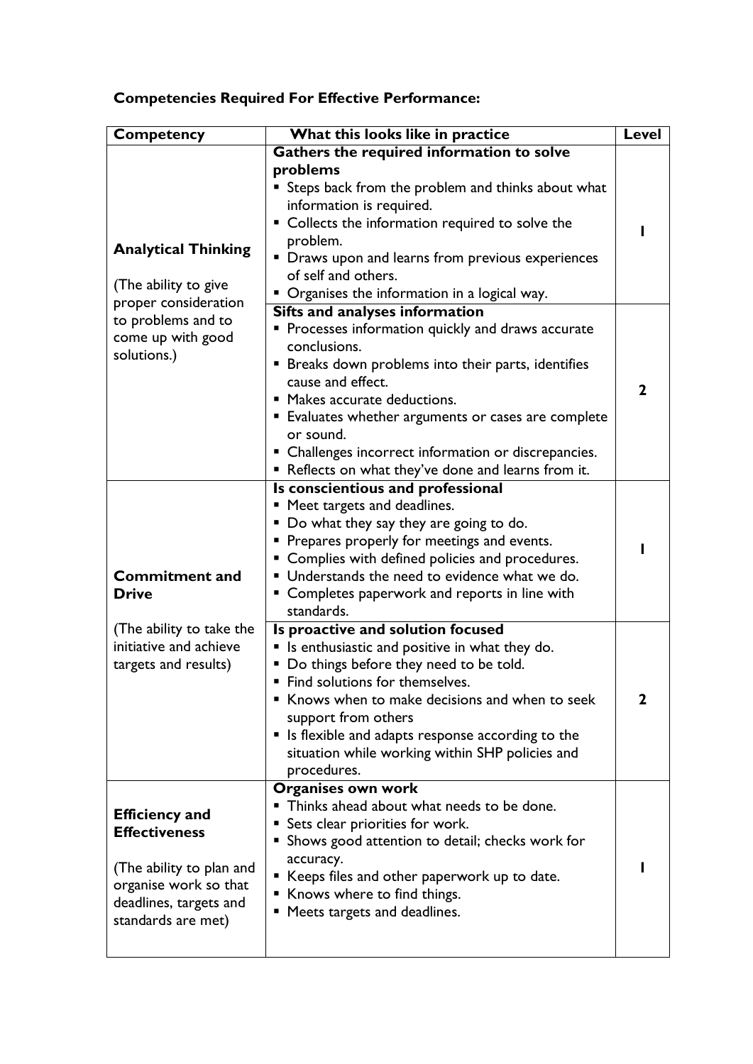**Competencies Required For Effective Performance:**

| Competency | What this looks like in practice | Level |
|---|---|---|
| **Analytical Thinking**<br><br>(The ability to give proper consideration to problems and to come up with good solutions.) | **Gathers the required information to solve problems**<br>▪ Steps back from the problem and thinks about what information is required.<br>▪ Collects the information required to solve the problem.<br>▪ Draws upon and learns from previous experiences of self and others.<br>▪ Organises the information in a logical way. | 1 |
| | **Sifts and analyses information**<br>▪ Processes information quickly and draws accurate conclusions.<br>▪ Breaks down problems into their parts, identifies cause and effect.<br>▪ Makes accurate deductions.<br>▪ Evaluates whether arguments or cases are complete or sound.<br>▪ Challenges incorrect information or discrepancies.<br>▪ Reflects on what they've done and learns from it. | 2 |
| **Commitment and Drive**<br><br>(The ability to take the initiative and achieve targets and results) | **Is conscientious and professional**<br>▪ Meet targets and deadlines.<br>▪ Do what they say they are going to do.<br>▪ Prepares properly for meetings and events.<br>▪ Complies with defined policies and procedures.<br>▪ Understands the need to evidence what we do.<br>▪ Completes paperwork and reports in line with standards. | 1 |
| | **Is proactive and solution focused**<br>▪ Is enthusiastic and positive in what they do.<br>▪ Do things before they need to be told.<br>▪ Find solutions for themselves.<br>▪ Knows when to make decisions and when to seek support from others<br>▪ Is flexible and adapts response according to the situation while working within SHP policies and procedures. | 2 |
| **Efficiency and Effectiveness**<br><br>(The ability to plan and organise work so that deadlines, targets and standards are met) | **Organises own work**<br>▪ Thinks ahead about what needs to be done.<br>▪ Sets clear priorities for work.<br>▪ Shows good attention to detail; checks work for accuracy.<br>▪ Keeps files and other paperwork up to date.<br>▪ Knows where to find things.<br>▪ Meets targets and deadlines. | 1 |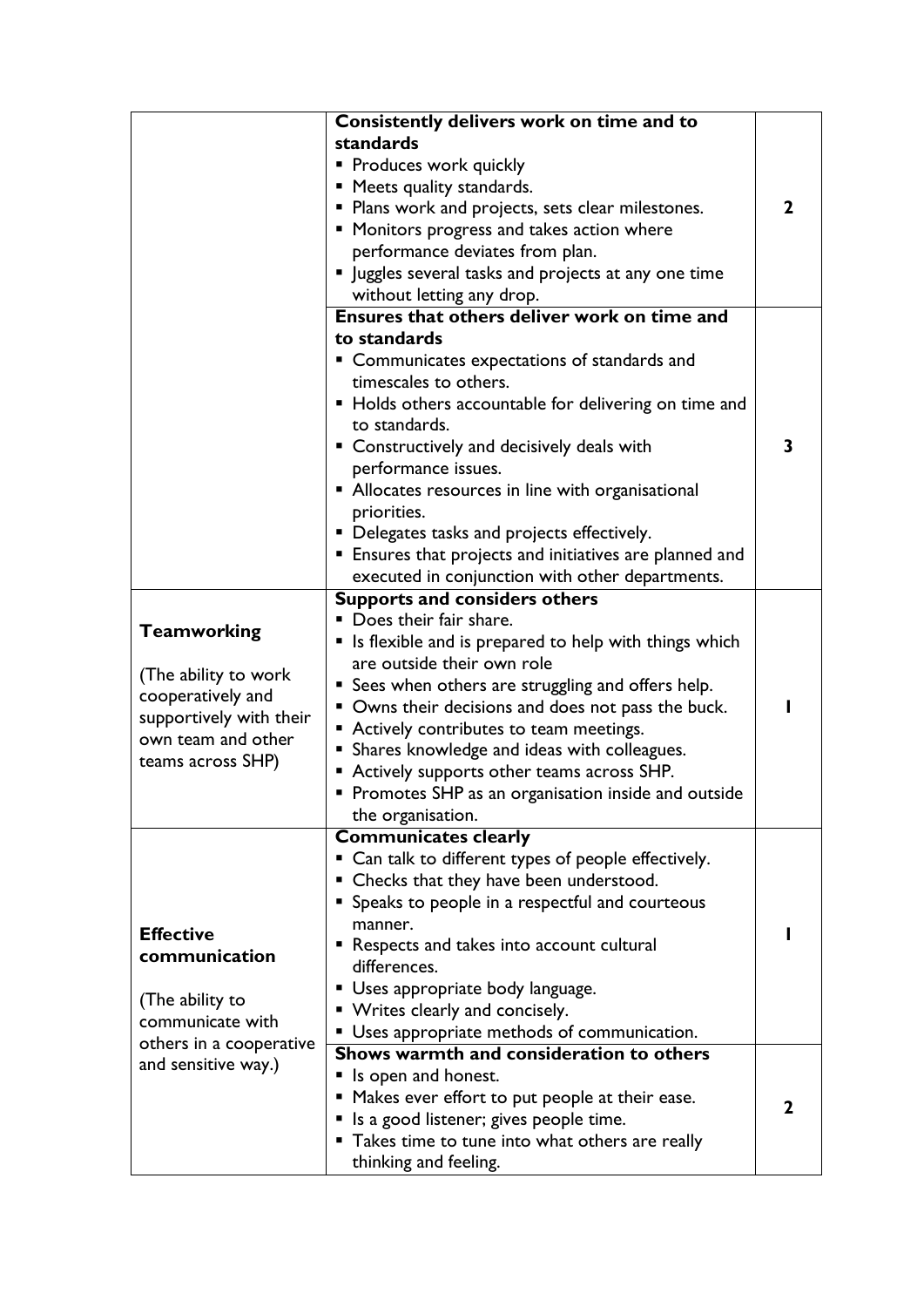| | | |
|---|---|---|
| | **Consistently delivers work on time and to standards**<br>▪ Produces work quickly<br>▪ Meets quality standards.<br>▪ Plans work and projects, sets clear milestones.<br>▪ Monitors progress and takes action where performance deviates from plan.<br>▪ Juggles several tasks and projects at any one time without letting any drop. | **2** |
| | **Ensures that others deliver work on time and to standards**<br>▪ Communicates expectations of standards and timescales to others.<br>▪ Holds others accountable for delivering on time and to standards.<br>▪ Constructively and decisively deals with performance issues.<br>▪ Allocates resources in line with organisational priorities.<br>▪ Delegates tasks and projects effectively.<br>▪ Ensures that projects and initiatives are planned and executed in conjunction with other departments. | **3** |
| **Teamworking**<br><br>(The ability to work cooperatively and supportively with their own team and other teams across SHP) | **Supports and considers others**<br>▪ Does their fair share.<br>▪ Is flexible and is prepared to help with things which are outside their own role<br>▪ Sees when others are struggling and offers help.<br>▪ Owns their decisions and does not pass the buck.<br>▪ Actively contributes to team meetings.<br>▪ Shares knowledge and ideas with colleagues.<br>▪ Actively supports other teams across SHP.<br>▪ Promotes SHP as an organisation inside and outside the organisation. | **1** |
| **Effective communication**<br><br>(The ability to communicate with others in a cooperative and sensitive way.) | **Communicates clearly**<br>▪ Can talk to different types of people effectively.<br>▪ Checks that they have been understood.<br>▪ Speaks to people in a respectful and courteous manner.<br>▪ Respects and takes into account cultural differences.<br>▪ Uses appropriate body language.<br>▪ Writes clearly and concisely.<br>▪ Uses appropriate methods of communication. | **1** |
| | **Shows warmth and consideration to others**<br>▪ Is open and honest.<br>▪ Makes ever effort to put people at their ease.<br>▪ Is a good listener; gives people time.<br>▪ Takes time to tune into what others are really thinking and feeling. | **2** |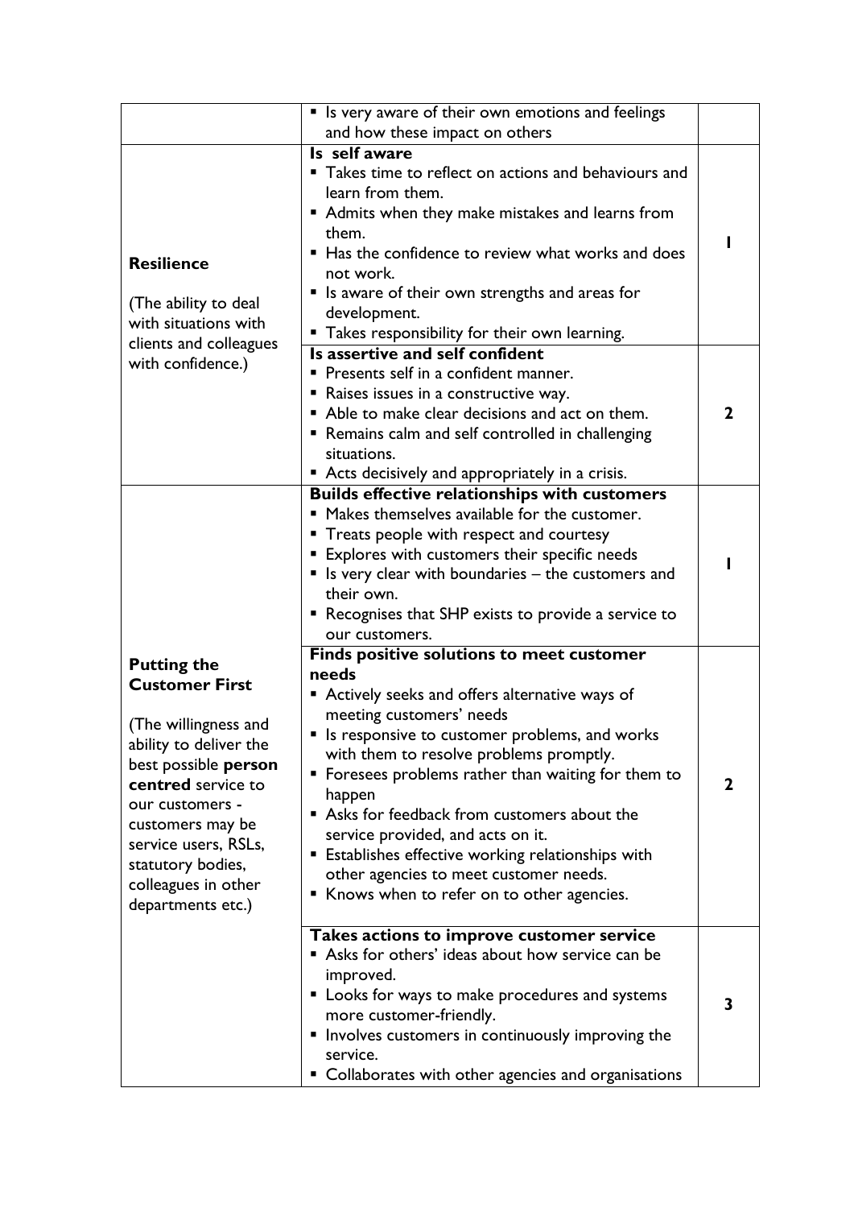| | | |
|---|---|---|
| | ▪ Is very aware of their own emotions and feelings and how these impact on others | |
| **Resilience**<br><br>(The ability to deal with situations with clients and colleagues with confidence.) | **Is self aware**<br>▪ Takes time to reflect on actions and behaviours and learn from them.<br>▪ Admits when they make mistakes and learns from them.<br>▪ Has the confidence to review what works and does not work.<br>▪ Is aware of their own strengths and areas for development.<br>▪ Takes responsibility for their own learning. | **1** |
| | **Is assertive and self confident**<br>▪ Presents self in a confident manner.<br>▪ Raises issues in a constructive way.<br>▪ Able to make clear decisions and act on them.<br>▪ Remains calm and self controlled in challenging situations.<br>▪ Acts decisively and appropriately in a crisis. | **2** |
| **Putting the Customer First**<br><br>(The willingness and ability to deliver the best possible **person centred** service to our customers - customers may be service users, RSLs, statutory bodies, colleagues in other departments etc.) | **Builds effective relationships with customers**<br>▪ Makes themselves available for the customer.<br>▪ Treats people with respect and courtesy<br>▪ Explores with customers their specific needs<br>▪ Is very clear with boundaries – the customers and their own.<br>▪ Recognises that SHP exists to provide a service to our customers. | **1** |
| | **Finds positive solutions to meet customer needs**<br>▪ Actively seeks and offers alternative ways of meeting customers' needs<br>▪ Is responsive to customer problems, and works with them to resolve problems promptly.<br>▪ Foresees problems rather than waiting for them to happen<br>▪ Asks for feedback from customers about the service provided, and acts on it.<br>▪ Establishes effective working relationships with other agencies to meet customer needs.<br>▪ Knows when to refer on to other agencies. | **2** |
| | **Takes actions to improve customer service**<br>▪ Asks for others' ideas about how service can be improved.<br>▪ Looks for ways to make procedures and systems more customer-friendly.<br>▪ Involves customers in continuously improving the service.<br>▪ Collaborates with other agencies and organisations | **3** |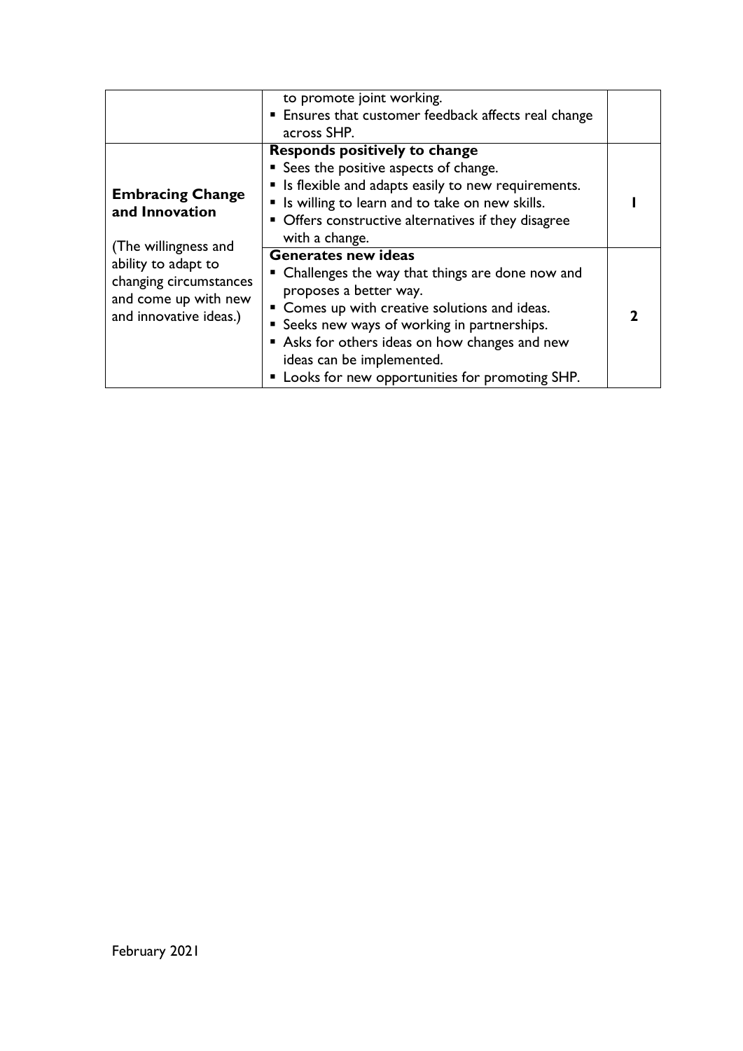| | | |
|---|---|---|
| | to promote joint working.<br>▪ Ensures that customer feedback affects real change across SHP. | |
| **Embracing Change and Innovation**<br><br>(The willingness and ability to adapt to changing circumstances and come up with new and innovative ideas.) | **Responds positively to change**<br>▪ Sees the positive aspects of change.<br>▪ Is flexible and adapts easily to new requirements.<br>▪ Is willing to learn and to take on new skills.<br>▪ Offers constructive alternatives if they disagree with a change. | **1** |
| | **Generates new ideas**<br>▪ Challenges the way that things are done now and proposes a better way.<br>▪ Comes up with creative solutions and ideas.<br>▪ Seeks new ways of working in partnerships.<br>▪ Asks for others ideas on how changes and new ideas can be implemented.<br>▪ Looks for new opportunities for promoting SHP. | **2** |

February 2021